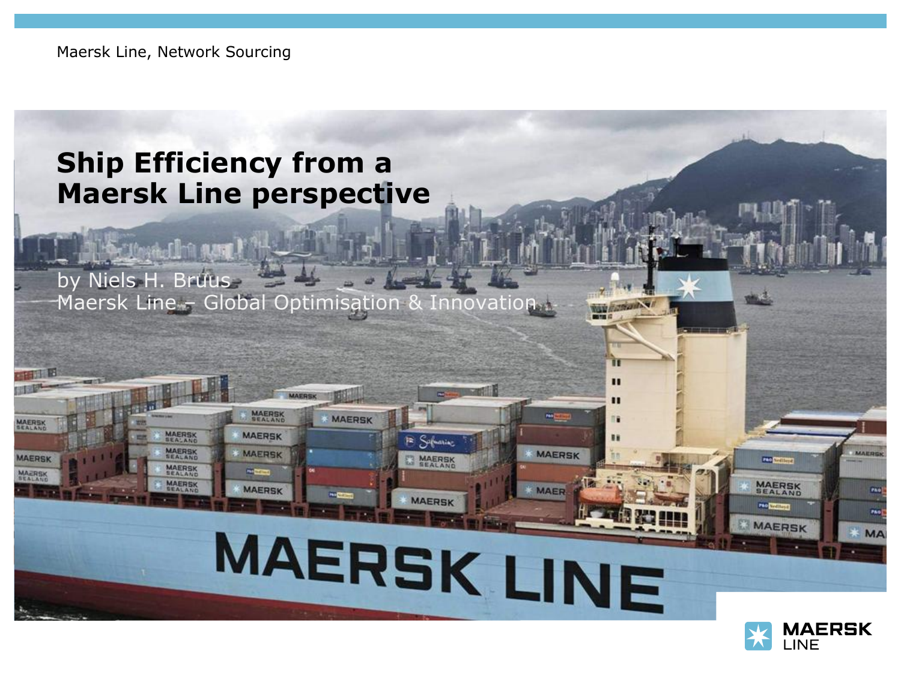Maersk Line, Network Sourcing

# Ship Efficiency from a Maersk Line perspective

by Niels H. Bruus
Maersk Line – Global Optimisation & Innovation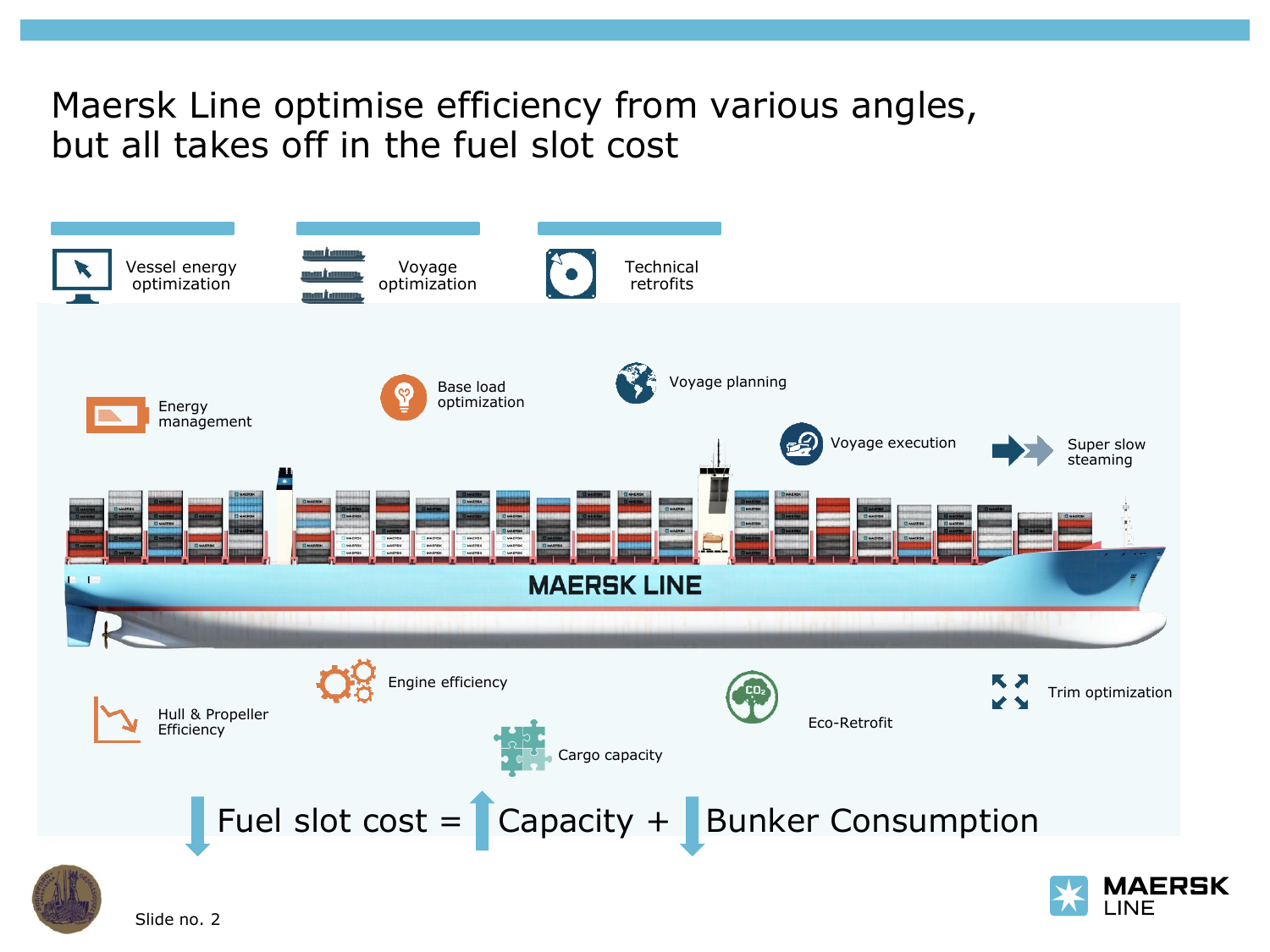# Maersk Line optimise efficiency from various angles, but all takes off in the fuel slot cost

**Vessel energy optimization**
- Energy management
- Base load optimization

**Voyage optimization**
- Voyage planning
- Voyage execution
- Super slow steaming

**Technical retrofits**

- Hull & Propeller Efficiency
- Engine efficiency
- Cargo capacity
- Eco-Retrofit
- Trim optimization

↓ Fuel slot cost = ↑ Capacity + ↓ Bunker Consumption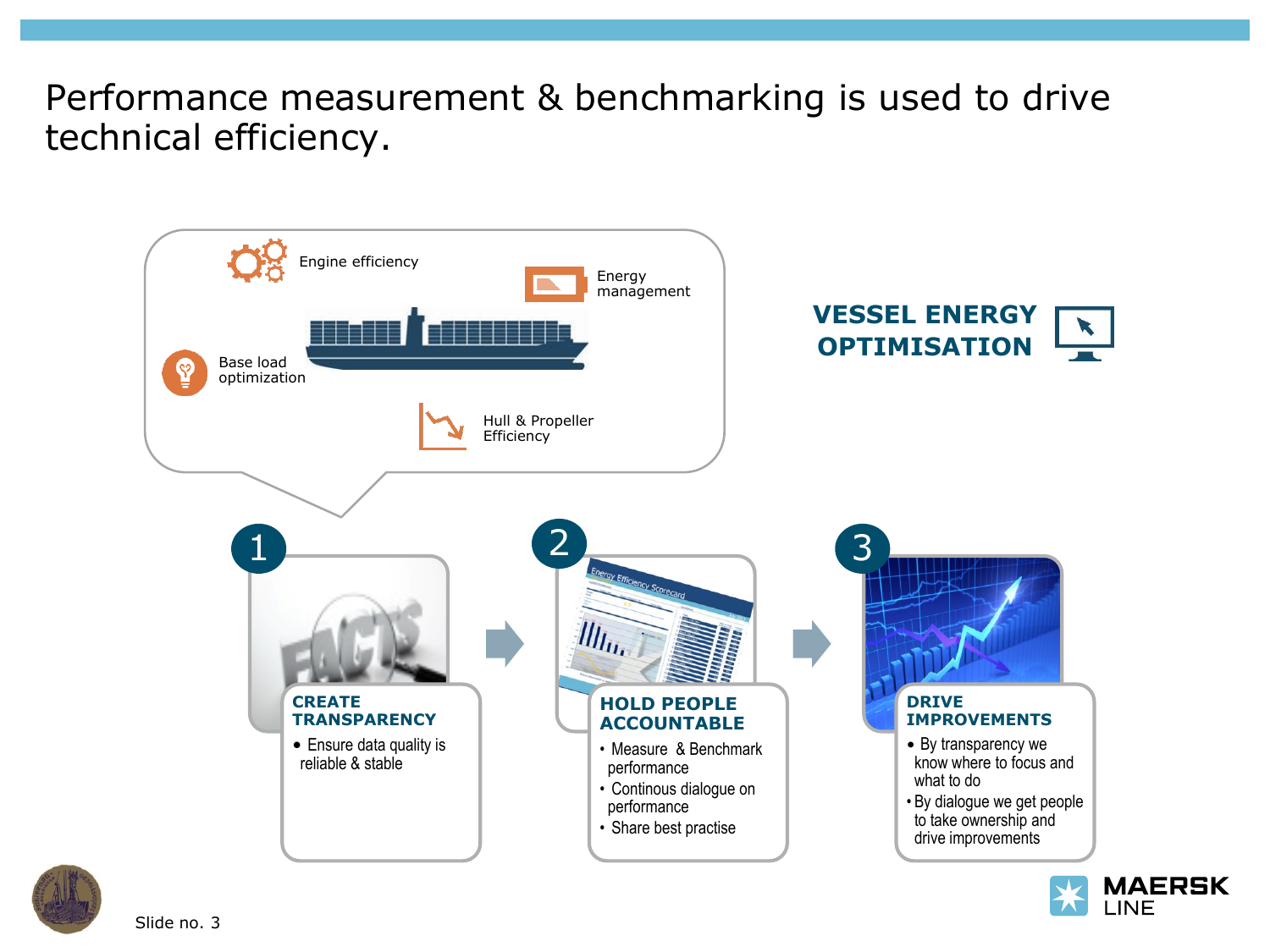# Performance measurement & benchmarking is used to drive technical efficiency.

Engine efficiency

Energy management

Base load optimization

Hull & Propeller Efficiency

**VESSEL ENERGY OPTIMISATION**

### 1 CREATE TRANSPARENCY

- Ensure data quality is reliable & stable

### 2 HOLD PEOPLE ACCOUNTABLE

- Measure & Benchmark performance
- Continous dialogue on performance
- Share best practise

### 3 DRIVE IMPROVEMENTS

- By transparency we know where to focus and what to do
- By dialogue we get people to take ownership and drive improvements

MAERSK LINE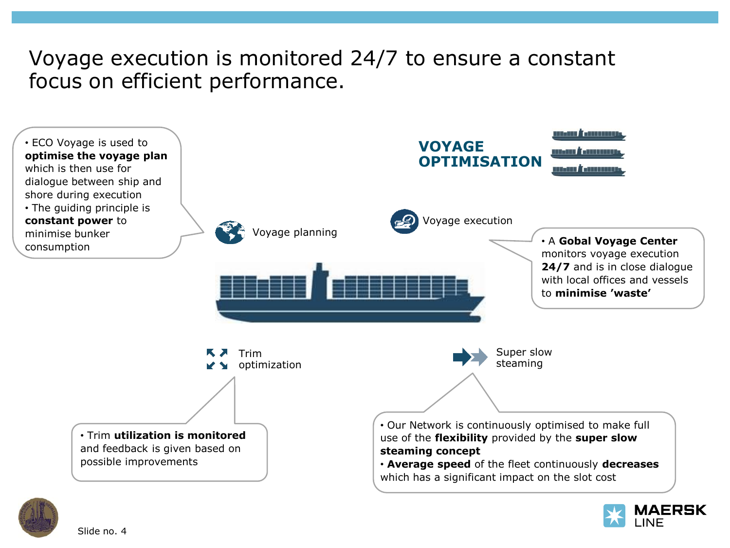# Voyage execution is monitored 24/7 to ensure a constant focus on efficient performance.

## VOYAGE OPTIMISATION

### Voyage planning

- ECO Voyage is used to **optimise the voyage plan** which is then use for dialogue between ship and shore during execution
- The guiding principle is **constant power** to minimise bunker consumption

### Voyage execution

- A **Gobal Voyage Center** monitors voyage execution **24/7** and is in close dialogue with local offices and vessels to **minimise 'waste'**

### Trim optimization

- Trim **utilization is monitored** and feedback is given based on possible improvements

### Super slow steaming

- Our Network is continuously optimised to make full use of the **flexibility** provided by the **super slow steaming concept**
- **Average speed** of the fleet continuously **decreases** which has a significant impact on the slot cost

Slide no. 4

MAERSK LINE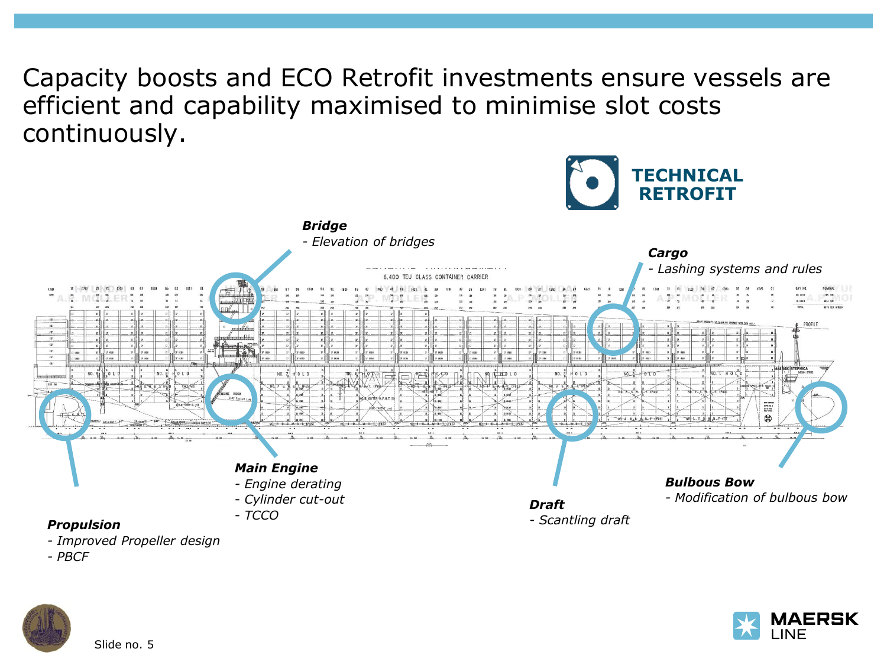# Capacity boosts and ECO Retrofit investments ensure vessels are efficient and capability maximised to minimise slot costs continuously.

**TECHNICAL RETROFIT**

***Bridge***
- *Elevation of bridges*

***Cargo***
- *Lashing systems and rules*

***Main Engine***
- *Engine derating*
- *Cylinder cut-out*
- *TCCO*

***Bulbous Bow***
- *Modification of bulbous bow*

***Draft***
- *Scantling draft*

***Propulsion***
- *Improved Propeller design*
- *PBCF*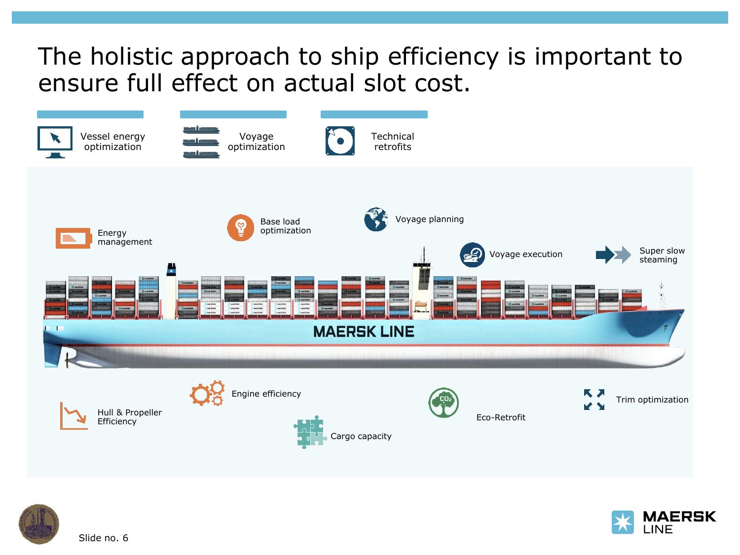# The holistic approach to ship efficiency is important to ensure full effect on actual slot cost.

Vessel energy optimization

Voyage optimization

Technical retrofits

Energy management

Base load optimization

Voyage planning

Voyage execution

Super slow steaming

MAERSK LINE

Hull & Propeller Efficiency

Engine efficiency

Cargo capacity

Eco-Retrofit

Trim optimization

Slide no. 6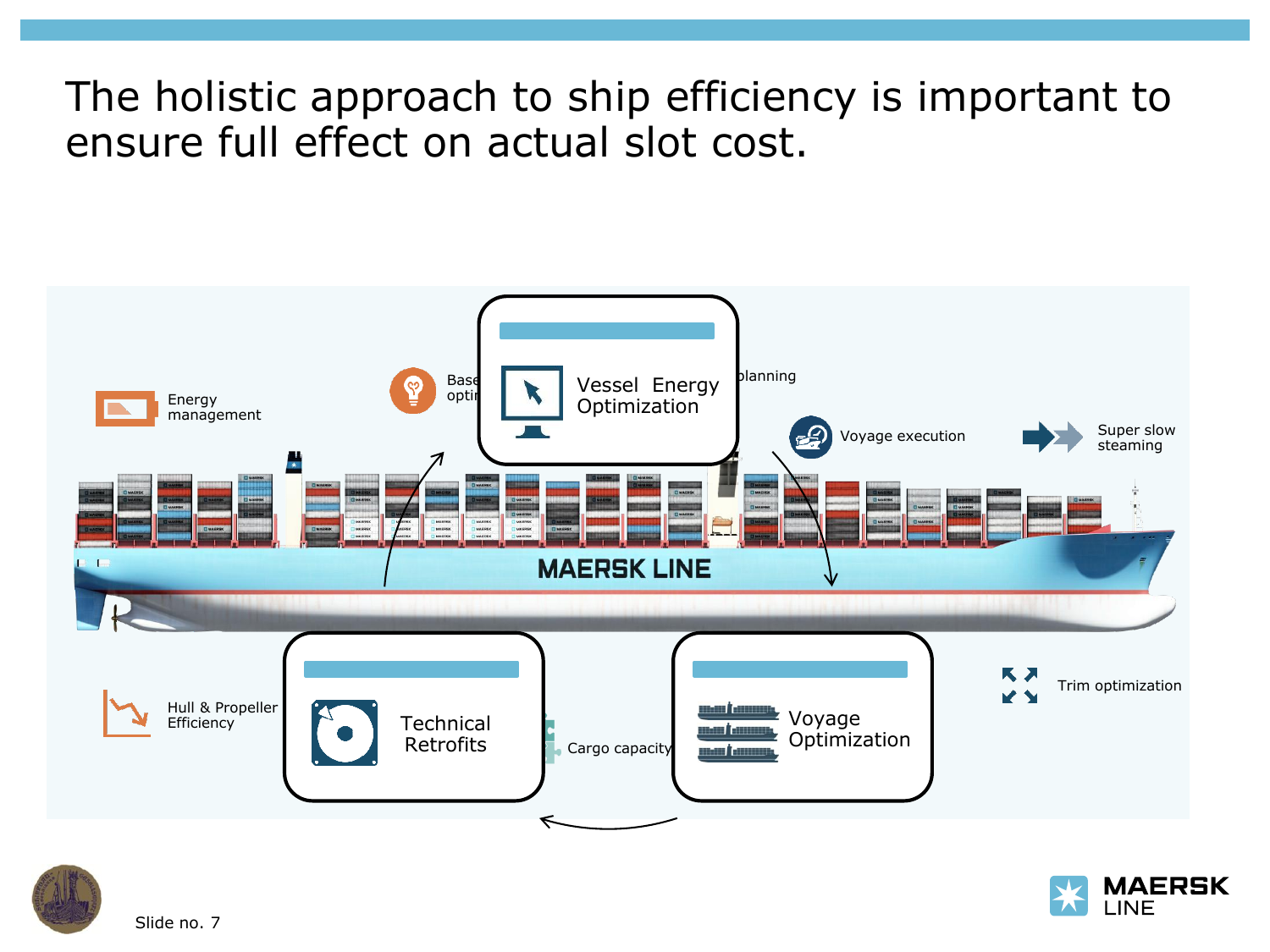# The holistic approach to ship efficiency is important to ensure full effect on actual slot cost.

Energy management

Base opti

Vessel Energy Optimization

planning

Voyage execution

Super slow steaming

MAERSK LINE

Hull & Propeller Efficiency

Technical Retrofits

Cargo capacity

Voyage Optimization

Trim optimization

Slide no. 7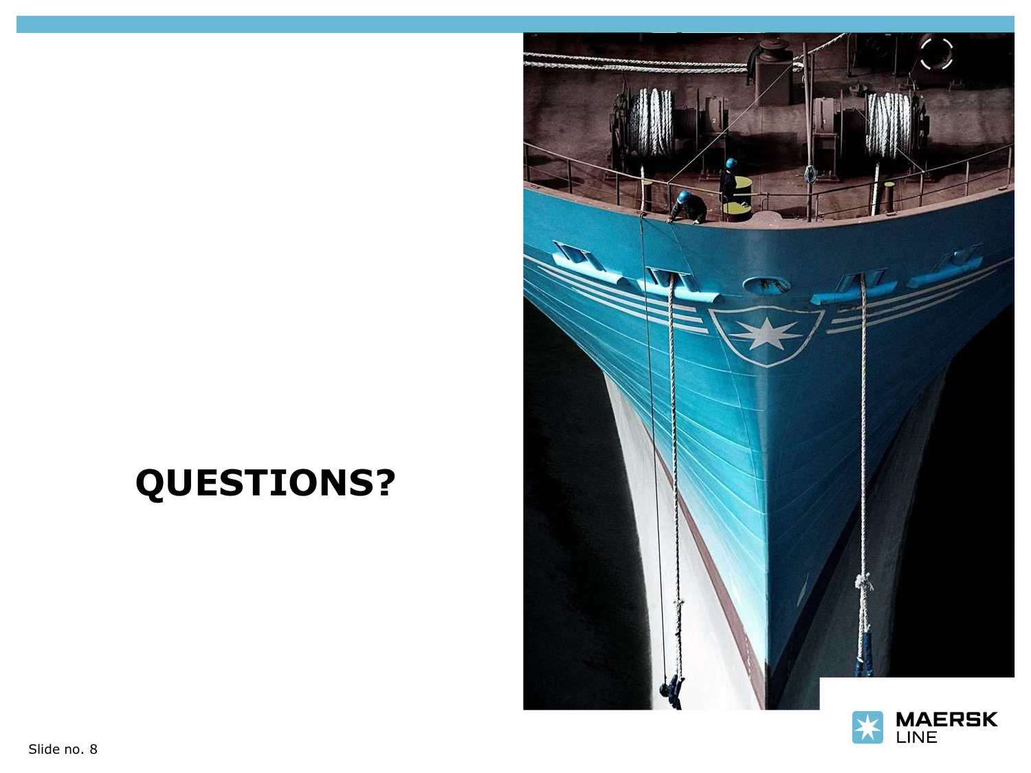# QUESTIONS?